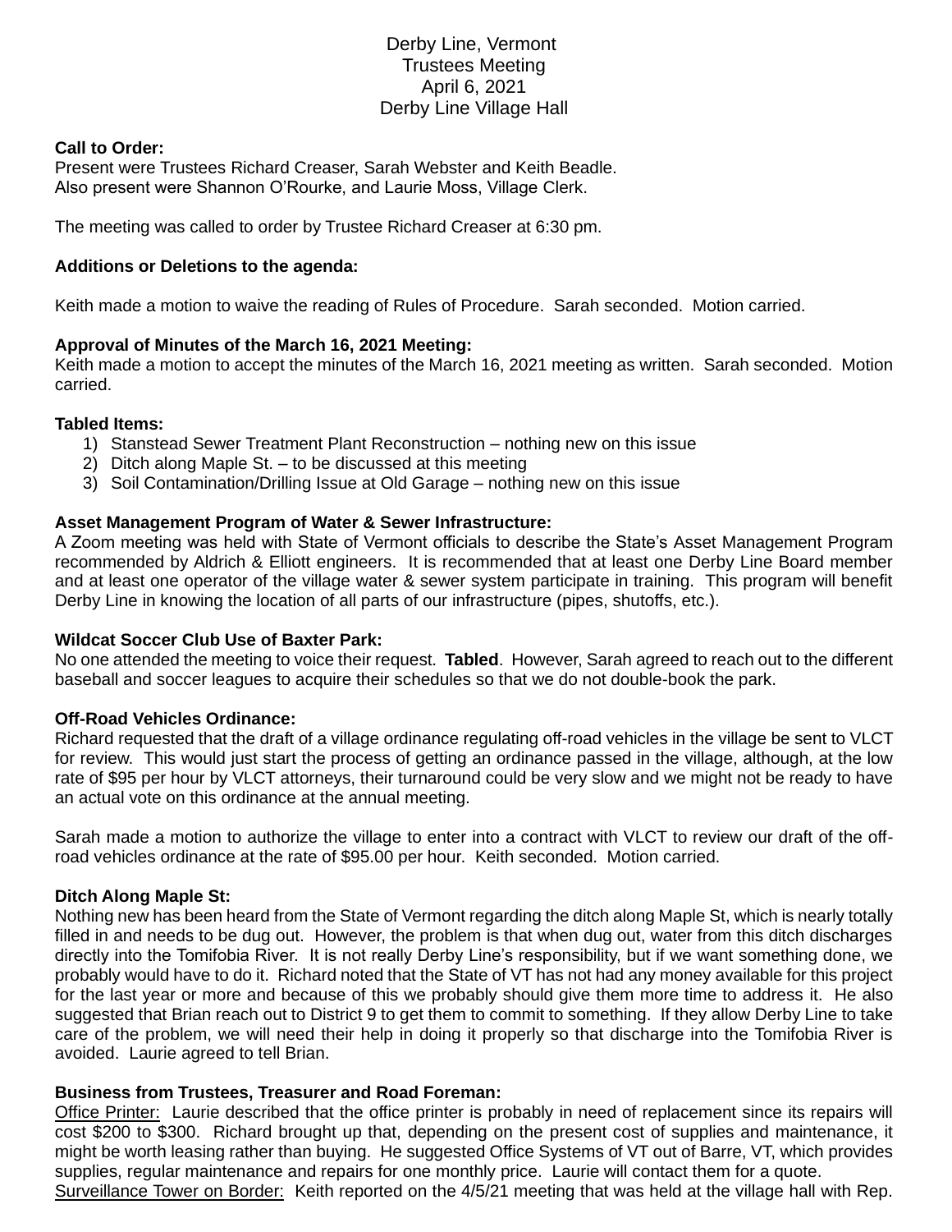# Derby Line, Vermont
## Trustees Meeting
## April 6, 2021
## Derby Line Village Hall

**Call to Order:**
Present were Trustees Richard Creaser, Sarah Webster and Keith Beadle.
Also present were Shannon O'Rourke, and Laurie Moss, Village Clerk.

The meeting was called to order by Trustee Richard Creaser at 6:30 pm.

**Additions or Deletions to the agenda:**

Keith made a motion to waive the reading of Rules of Procedure. Sarah seconded. Motion carried.

**Approval of Minutes of the March 16, 2021 Meeting:**
Keith made a motion to accept the minutes of the March 16, 2021 meeting as written. Sarah seconded. Motion carried.

**Tabled Items:**
1) Stanstead Sewer Treatment Plant Reconstruction – nothing new on this issue
2) Ditch along Maple St. – to be discussed at this meeting
3) Soil Contamination/Drilling Issue at Old Garage – nothing new on this issue

**Asset Management Program of Water & Sewer Infrastructure:**
A Zoom meeting was held with State of Vermont officials to describe the State's Asset Management Program recommended by Aldrich & Elliott engineers. It is recommended that at least one Derby Line Board member and at least one operator of the village water & sewer system participate in training. This program will benefit Derby Line in knowing the location of all parts of our infrastructure (pipes, shutoffs, etc.).

**Wildcat Soccer Club Use of Baxter Park:**
No one attended the meeting to voice their request. **Tabled**. However, Sarah agreed to reach out to the different baseball and soccer leagues to acquire their schedules so that we do not double-book the park.

**Off-Road Vehicles Ordinance:**
Richard requested that the draft of a village ordinance regulating off-road vehicles in the village be sent to VLCT for review. This would just start the process of getting an ordinance passed in the village, although, at the low rate of $95 per hour by VLCT attorneys, their turnaround could be very slow and we might not be ready to have an actual vote on this ordinance at the annual meeting.

Sarah made a motion to authorize the village to enter into a contract with VLCT to review our draft of the off-road vehicles ordinance at the rate of $95.00 per hour. Keith seconded. Motion carried.

**Ditch Along Maple St:**
Nothing new has been heard from the State of Vermont regarding the ditch along Maple St, which is nearly totally filled in and needs to be dug out. However, the problem is that when dug out, water from this ditch discharges directly into the Tomifobia River. It is not really Derby Line's responsibility, but if we want something done, we probably would have to do it. Richard noted that the State of VT has not had any money available for this project for the last year or more and because of this we probably should give them more time to address it. He also suggested that Brian reach out to District 9 to get them to commit to something. If they allow Derby Line to take care of the problem, we will need their help in doing it properly so that discharge into the Tomifobia River is avoided. Laurie agreed to tell Brian.

**Business from Trustees, Treasurer and Road Foreman:**
Office Printer: Laurie described that the office printer is probably in need of replacement since its repairs will cost $200 to $300. Richard brought up that, depending on the present cost of supplies and maintenance, it might be worth leasing rather than buying. He suggested Office Systems of VT out of Barre, VT, which provides supplies, regular maintenance and repairs for one monthly price. Laurie will contact them for a quote.
Surveillance Tower on Border: Keith reported on the 4/5/21 meeting that was held at the village hall with Rep.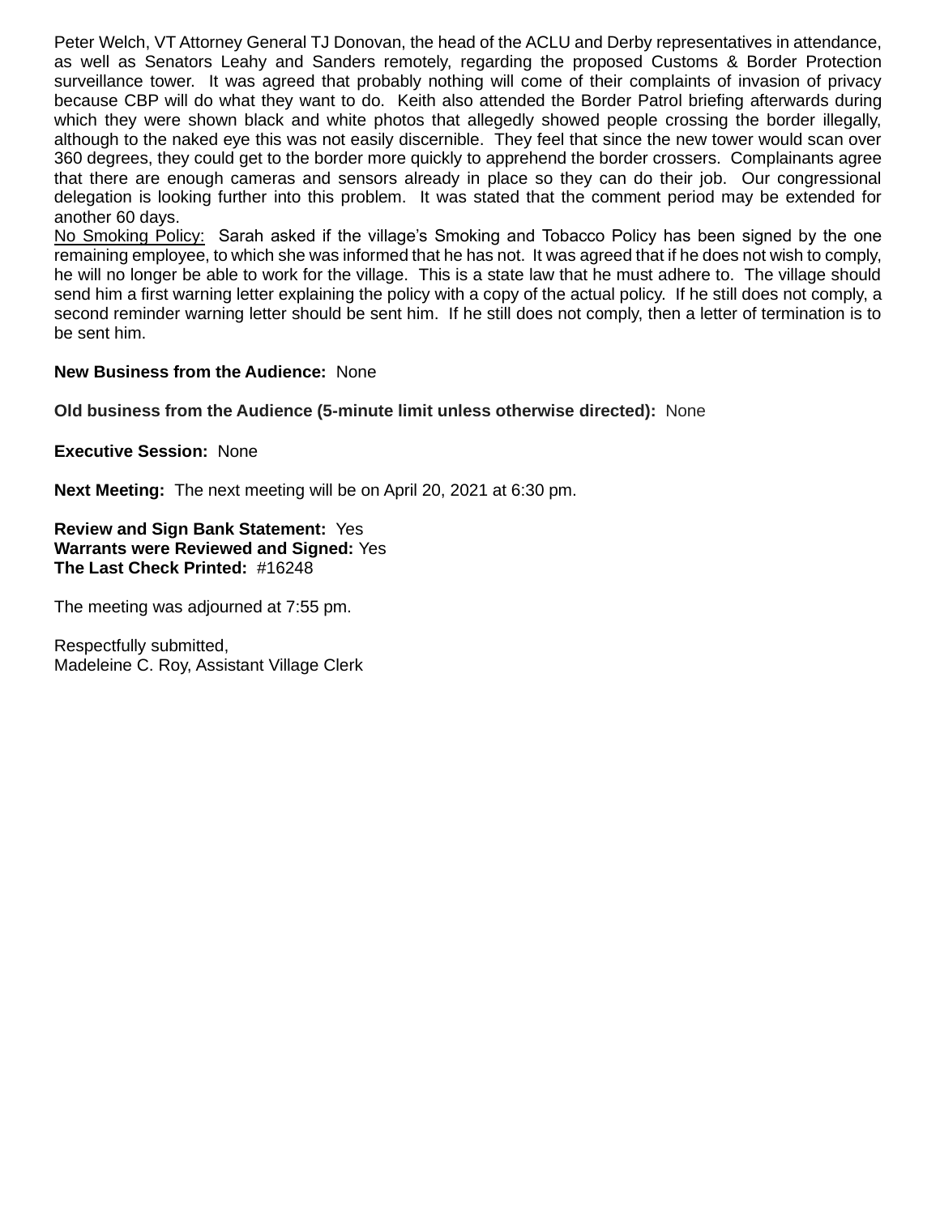Peter Welch, VT Attorney General TJ Donovan, the head of the ACLU and Derby representatives in attendance, as well as Senators Leahy and Sanders remotely, regarding the proposed Customs & Border Protection surveillance tower. It was agreed that probably nothing will come of their complaints of invasion of privacy because CBP will do what they want to do. Keith also attended the Border Patrol briefing afterwards during which they were shown black and white photos that allegedly showed people crossing the border illegally, although to the naked eye this was not easily discernible. They feel that since the new tower would scan over 360 degrees, they could get to the border more quickly to apprehend the border crossers. Complainants agree that there are enough cameras and sensors already in place so they can do their job. Our congressional delegation is looking further into this problem. It was stated that the comment period may be extended for another 60 days.

<u>No Smoking Policy:</u> Sarah asked if the village's Smoking and Tobacco Policy has been signed by the one remaining employee, to which she was informed that he has not. It was agreed that if he does not wish to comply, he will no longer be able to work for the village. This is a state law that he must adhere to. The village should send him a first warning letter explaining the policy with a copy of the actual policy. If he still does not comply, a second reminder warning letter should be sent him. If he still does not comply, then a letter of termination is to be sent him.

**New Business from the Audience:** None

**Old business from the Audience (5-minute limit unless otherwise directed):** None

**Executive Session:** None

**Next Meeting:** The next meeting will be on April 20, 2021 at 6:30 pm.

**Review and Sign Bank Statement:** Yes
**Warrants were Reviewed and Signed:** Yes
**The Last Check Printed:** #16248

The meeting was adjourned at 7:55 pm.

Respectfully submitted,
Madeleine C. Roy, Assistant Village Clerk